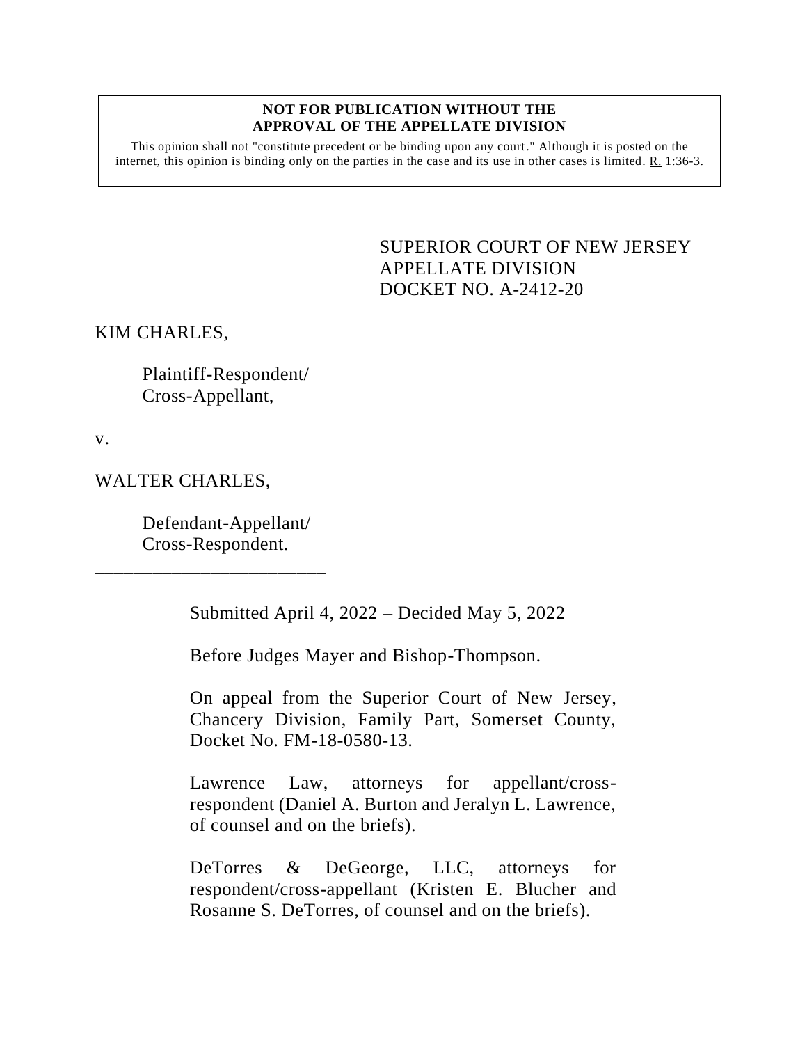**NOT FOR PUBLICATION WITHOUT THE APPROVAL OF THE APPELLATE DIVISION**

This opinion shall not "constitute precedent or be binding upon any court." Although it is posted on the internet, this opinion is binding only on the parties in the case and its use in other cases is limited. R. 1:36-3.

SUPERIOR COURT OF NEW JERSEY
APPELLATE DIVISION
DOCKET NO. A-2412-20

KIM CHARLES,

Plaintiff-Respondent/
Cross-Appellant,

v.

WALTER CHARLES,

Defendant-Appellant/
Cross-Respondent.

\_\_\_\_\_\_\_\_\_\_\_\_\_\_\_\_\_\_\_\_\_\_\_\_\_\_

Submitted April 4, 2022 – Decided May 5, 2022

Before Judges Mayer and Bishop-Thompson.

On appeal from the Superior Court of New Jersey, Chancery Division, Family Part, Somerset County, Docket No. FM-18-0580-13.

Lawrence Law, attorneys for appellant/cross-respondent (Daniel A. Burton and Jeralyn L. Lawrence, of counsel and on the briefs).

DeTorres & DeGeorge, LLC, attorneys for respondent/cross-appellant (Kristen E. Blucher and Rosanne S. DeTorres, of counsel and on the briefs).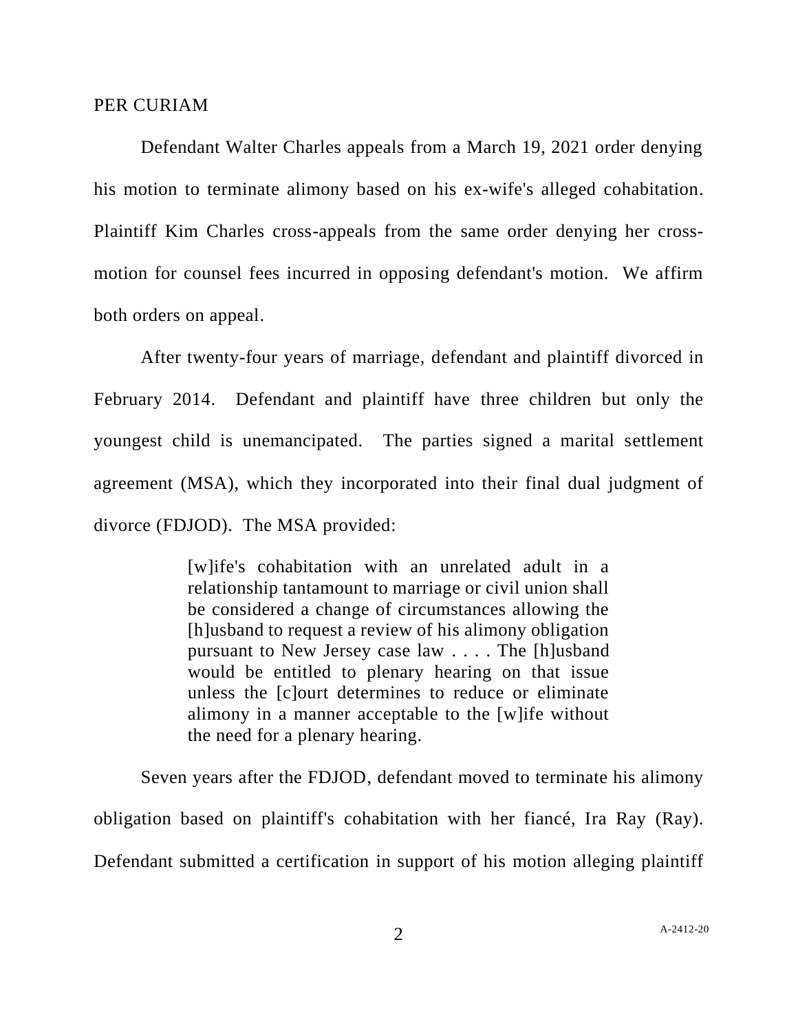PER CURIAM

Defendant Walter Charles appeals from a March 19, 2021 order denying his motion to terminate alimony based on his ex-wife's alleged cohabitation. Plaintiff Kim Charles cross-appeals from the same order denying her cross-motion for counsel fees incurred in opposing defendant's motion. We affirm both orders on appeal.

After twenty-four years of marriage, defendant and plaintiff divorced in February 2014. Defendant and plaintiff have three children but only the youngest child is unemancipated. The parties signed a marital settlement agreement (MSA), which they incorporated into their final dual judgment of divorce (FDJOD). The MSA provided:

> [w]ife's cohabitation with an unrelated adult in a relationship tantamount to marriage or civil union shall be considered a change of circumstances allowing the [h]usband to request a review of his alimony obligation pursuant to New Jersey case law . . . . The [h]usband would be entitled to plenary hearing on that issue unless the [c]ourt determines to reduce or eliminate alimony in a manner acceptable to the [w]ife without the need for a plenary hearing.

Seven years after the FDJOD, defendant moved to terminate his alimony obligation based on plaintiff's cohabitation with her fiancé, Ira Ray (Ray). Defendant submitted a certification in support of his motion alleging plaintiff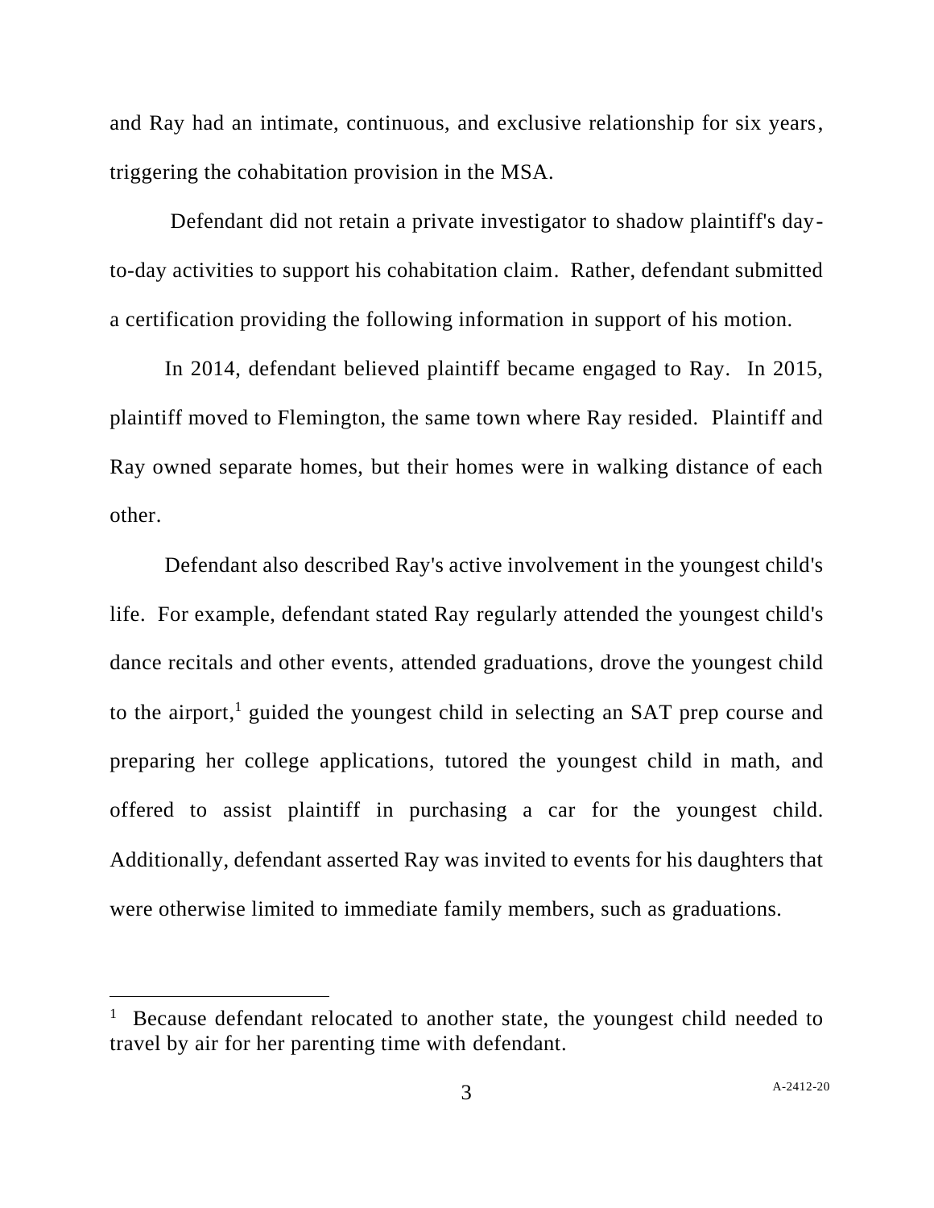and Ray had an intimate, continuous, and exclusive relationship for six years, triggering the cohabitation provision in the MSA.

Defendant did not retain a private investigator to shadow plaintiff's day-to-day activities to support his cohabitation claim. Rather, defendant submitted a certification providing the following information in support of his motion.

In 2014, defendant believed plaintiff became engaged to Ray. In 2015, plaintiff moved to Flemington, the same town where Ray resided. Plaintiff and Ray owned separate homes, but their homes were in walking distance of each other.

Defendant also described Ray's active involvement in the youngest child's life. For example, defendant stated Ray regularly attended the youngest child's dance recitals and other events, attended graduations, drove the youngest child to the airport,[1] guided the youngest child in selecting an SAT prep course and preparing her college applications, tutored the youngest child in math, and offered to assist plaintiff in purchasing a car for the youngest child. Additionally, defendant asserted Ray was invited to events for his daughters that were otherwise limited to immediate family members, such as graduations.

---

[1] Because defendant relocated to another state, the youngest child needed to travel by air for her parenting time with defendant.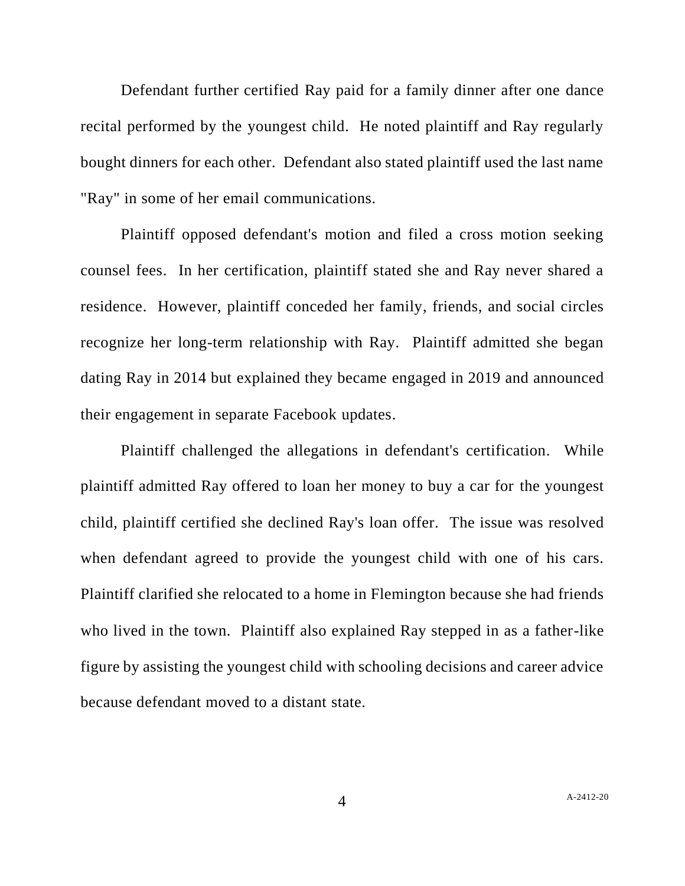Defendant further certified Ray paid for a family dinner after one dance recital performed by the youngest child. He noted plaintiff and Ray regularly bought dinners for each other. Defendant also stated plaintiff used the last name "Ray" in some of her email communications.

Plaintiff opposed defendant's motion and filed a cross motion seeking counsel fees. In her certification, plaintiff stated she and Ray never shared a residence. However, plaintiff conceded her family, friends, and social circles recognize her long-term relationship with Ray. Plaintiff admitted she began dating Ray in 2014 but explained they became engaged in 2019 and announced their engagement in separate Facebook updates.

Plaintiff challenged the allegations in defendant's certification. While plaintiff admitted Ray offered to loan her money to buy a car for the youngest child, plaintiff certified she declined Ray's loan offer. The issue was resolved when defendant agreed to provide the youngest child with one of his cars. Plaintiff clarified she relocated to a home in Flemington because she had friends who lived in the town. Plaintiff also explained Ray stepped in as a father-like figure by assisting the youngest child with schooling decisions and career advice because defendant moved to a distant state.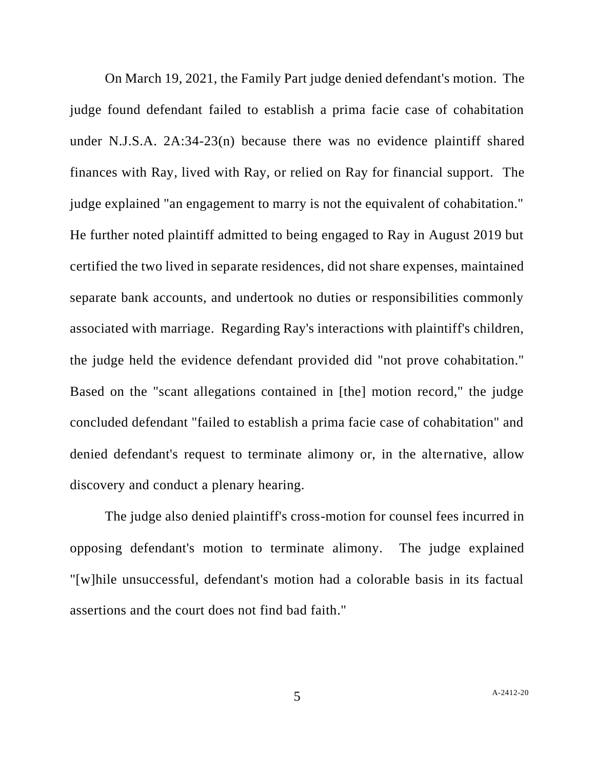On March 19, 2021, the Family Part judge denied defendant's motion. The judge found defendant failed to establish a prima facie case of cohabitation under N.J.S.A. 2A:34-23(n) because there was no evidence plaintiff shared finances with Ray, lived with Ray, or relied on Ray for financial support. The judge explained "an engagement to marry is not the equivalent of cohabitation." He further noted plaintiff admitted to being engaged to Ray in August 2019 but certified the two lived in separate residences, did not share expenses, maintained separate bank accounts, and undertook no duties or responsibilities commonly associated with marriage. Regarding Ray's interactions with plaintiff's children, the judge held the evidence defendant provided did "not prove cohabitation." Based on the "scant allegations contained in [the] motion record," the judge concluded defendant "failed to establish a prima facie case of cohabitation" and denied defendant's request to terminate alimony or, in the alternative, allow discovery and conduct a plenary hearing.

The judge also denied plaintiff's cross-motion for counsel fees incurred in opposing defendant's motion to terminate alimony. The judge explained "[w]hile unsuccessful, defendant's motion had a colorable basis in its factual assertions and the court does not find bad faith."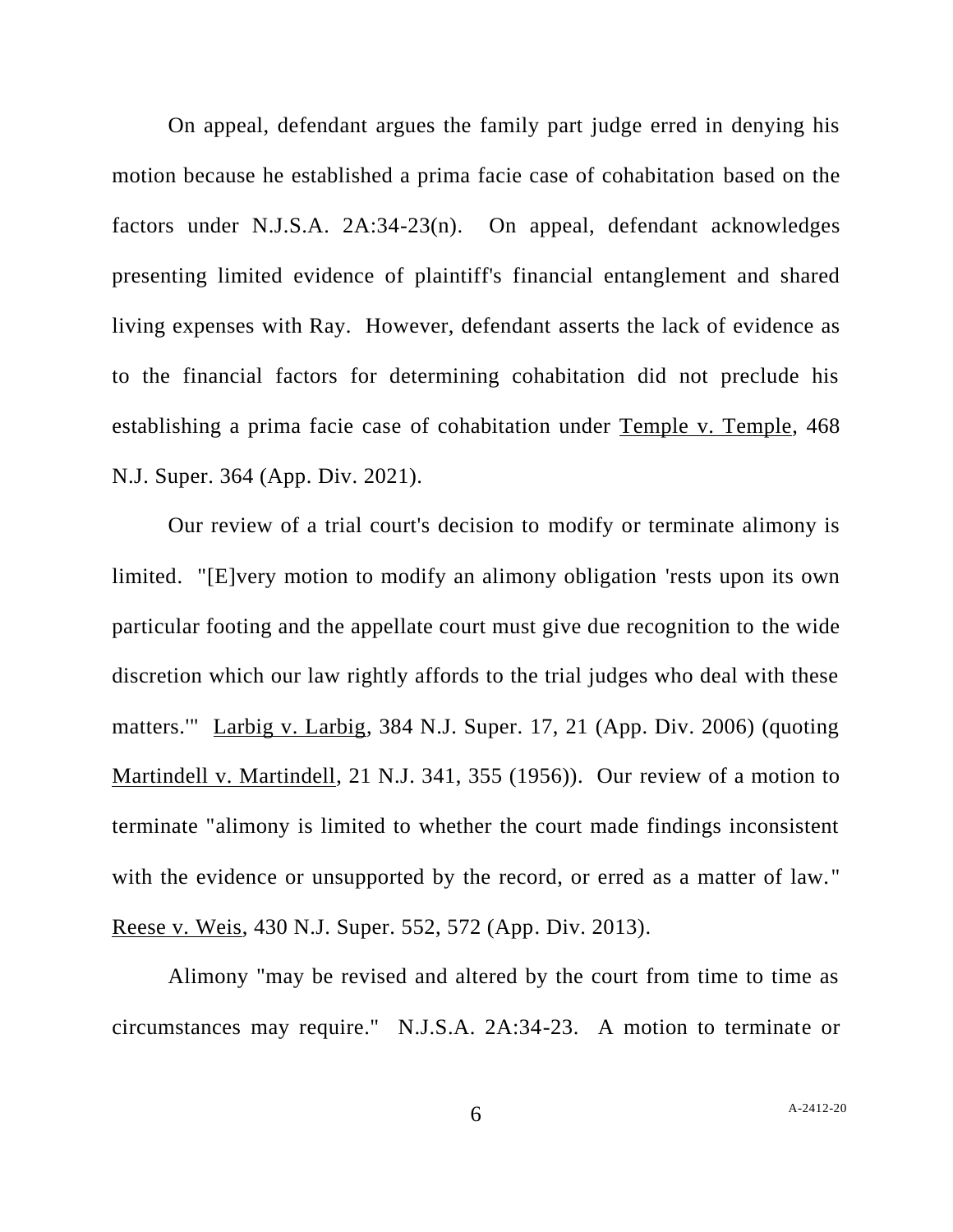On appeal, defendant argues the family part judge erred in denying his motion because he established a prima facie case of cohabitation based on the factors under N.J.S.A. 2A:34-23(n). On appeal, defendant acknowledges presenting limited evidence of plaintiff's financial entanglement and shared living expenses with Ray. However, defendant asserts the lack of evidence as to the financial factors for determining cohabitation did not preclude his establishing a prima facie case of cohabitation under Temple v. Temple, 468 N.J. Super. 364 (App. Div. 2021).

Our review of a trial court's decision to modify or terminate alimony is limited. "[E]very motion to modify an alimony obligation 'rests upon its own particular footing and the appellate court must give due recognition to the wide discretion which our law rightly affords to the trial judges who deal with these matters.'" Larbig v. Larbig, 384 N.J. Super. 17, 21 (App. Div. 2006) (quoting Martindell v. Martindell, 21 N.J. 341, 355 (1956)). Our review of a motion to terminate "alimony is limited to whether the court made findings inconsistent with the evidence or unsupported by the record, or erred as a matter of law." Reese v. Weis, 430 N.J. Super. 552, 572 (App. Div. 2013).

Alimony "may be revised and altered by the court from time to time as circumstances may require." N.J.S.A. 2A:34-23. A motion to terminate or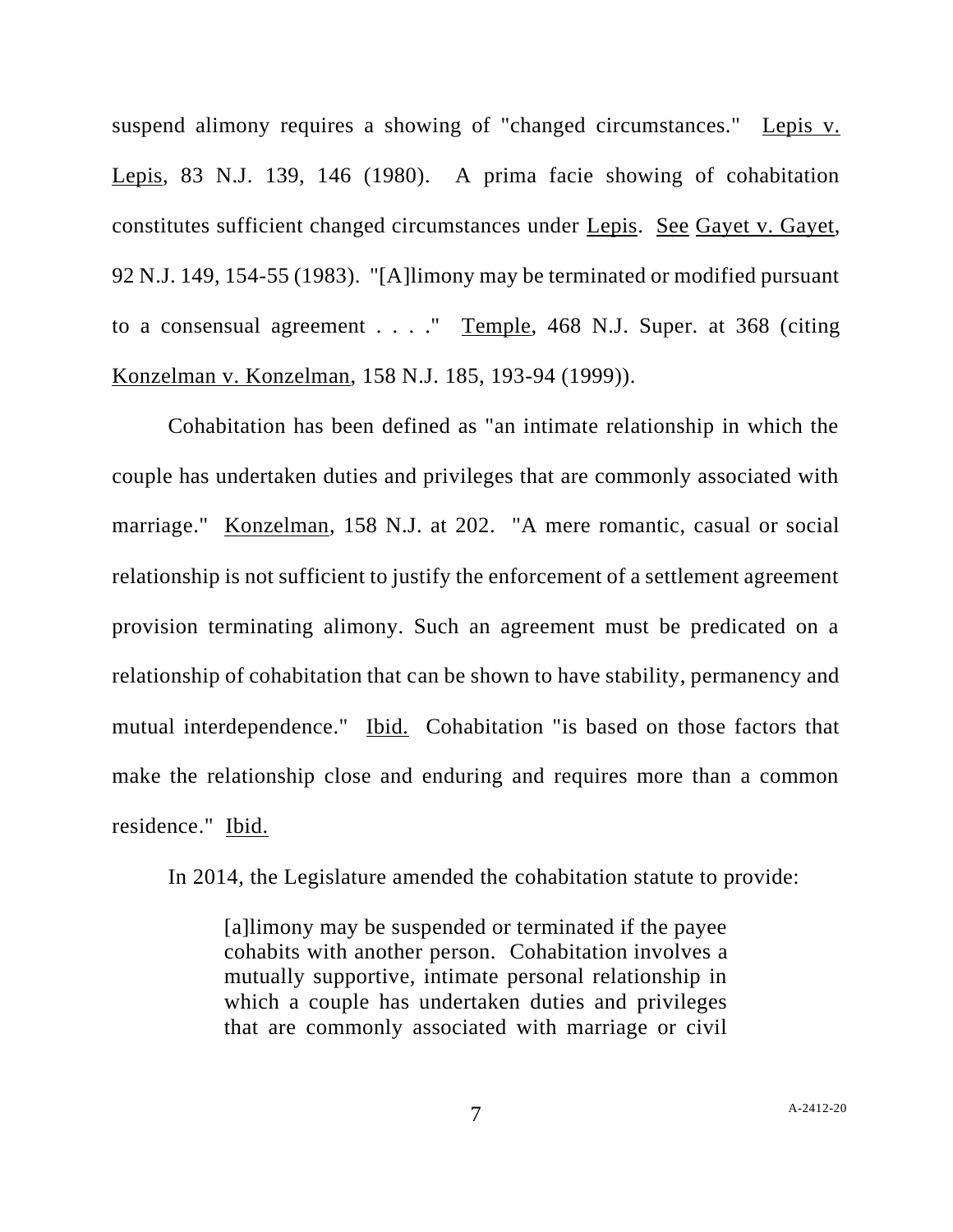suspend alimony requires a showing of "changed circumstances." Lepis v. Lepis, 83 N.J. 139, 146 (1980). A prima facie showing of cohabitation constitutes sufficient changed circumstances under Lepis. See Gayet v. Gayet, 92 N.J. 149, 154-55 (1983). "[A]limony may be terminated or modified pursuant to a consensual agreement . . . ." Temple, 468 N.J. Super. at 368 (citing Konzelman v. Konzelman, 158 N.J. 185, 193-94 (1999)).

Cohabitation has been defined as "an intimate relationship in which the couple has undertaken duties and privileges that are commonly associated with marriage." Konzelman, 158 N.J. at 202. "A mere romantic, casual or social relationship is not sufficient to justify the enforcement of a settlement agreement provision terminating alimony. Such an agreement must be predicated on a relationship of cohabitation that can be shown to have stability, permanency and mutual interdependence." Ibid. Cohabitation "is based on those factors that make the relationship close and enduring and requires more than a common residence." Ibid.

In 2014, the Legislature amended the cohabitation statute to provide:

> [a]limony may be suspended or terminated if the payee cohabits with another person. Cohabitation involves a mutually supportive, intimate personal relationship in which a couple has undertaken duties and privileges that are commonly associated with marriage or civil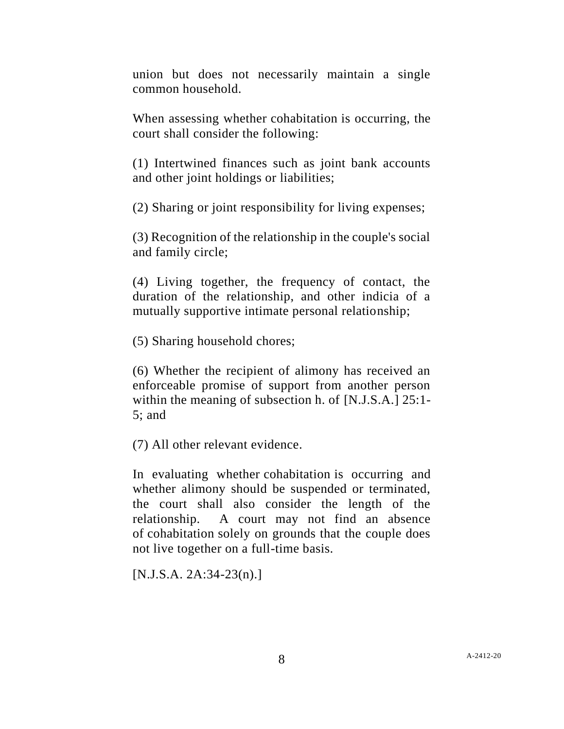union but does not necessarily maintain a single common household.

When assessing whether cohabitation is occurring, the court shall consider the following:

(1) Intertwined finances such as joint bank accounts and other joint holdings or liabilities;

(2) Sharing or joint responsibility for living expenses;

(3) Recognition of the relationship in the couple's social and family circle;

(4) Living together, the frequency of contact, the duration of the relationship, and other indicia of a mutually supportive intimate personal relationship;

(5) Sharing household chores;

(6) Whether the recipient of alimony has received an enforceable promise of support from another person within the meaning of subsection h. of [N.J.S.A.] 25:1-5; and

(7) All other relevant evidence.

In evaluating whether cohabitation is occurring and whether alimony should be suspended or terminated, the court shall also consider the length of the relationship. A court may not find an absence of cohabitation solely on grounds that the couple does not live together on a full-time basis.

[N.J.S.A. 2A:34-23(n).]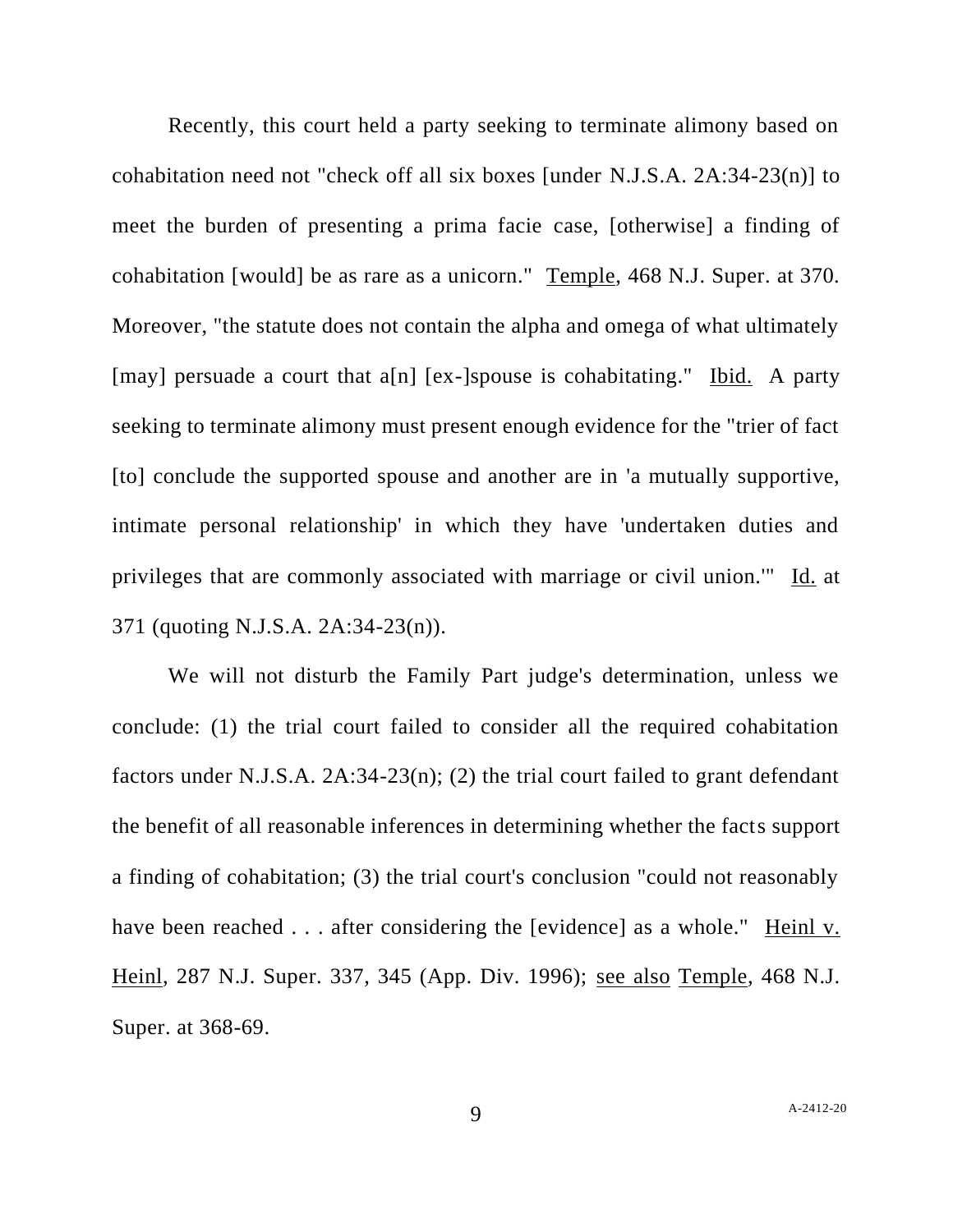Recently, this court held a party seeking to terminate alimony based on cohabitation need not "check off all six boxes [under N.J.S.A. 2A:34-23(n)] to meet the burden of presenting a prima facie case, [otherwise] a finding of cohabitation [would] be as rare as a unicorn." Temple, 468 N.J. Super. at 370. Moreover, "the statute does not contain the alpha and omega of what ultimately [may] persuade a court that a[n] [ex-]spouse is cohabitating." Ibid. A party seeking to terminate alimony must present enough evidence for the "trier of fact [to] conclude the supported spouse and another are in 'a mutually supportive, intimate personal relationship' in which they have 'undertaken duties and privileges that are commonly associated with marriage or civil union.'" Id. at 371 (quoting N.J.S.A. 2A:34-23(n)).

We will not disturb the Family Part judge's determination, unless we conclude: (1) the trial court failed to consider all the required cohabitation factors under N.J.S.A. 2A:34-23(n); (2) the trial court failed to grant defendant the benefit of all reasonable inferences in determining whether the facts support a finding of cohabitation; (3) the trial court's conclusion "could not reasonably have been reached . . . after considering the [evidence] as a whole." Heinl v. Heinl, 287 N.J. Super. 337, 345 (App. Div. 1996); see also Temple, 468 N.J. Super. at 368-69.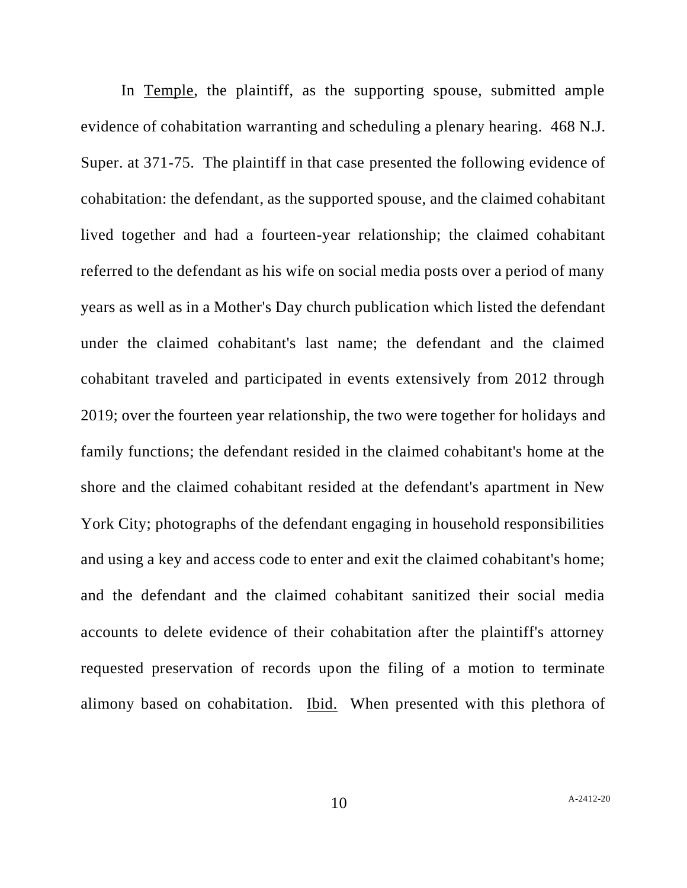In Temple, the plaintiff, as the supporting spouse, submitted ample evidence of cohabitation warranting and scheduling a plenary hearing. 468 N.J. Super. at 371-75. The plaintiff in that case presented the following evidence of cohabitation: the defendant, as the supported spouse, and the claimed cohabitant lived together and had a fourteen-year relationship; the claimed cohabitant referred to the defendant as his wife on social media posts over a period of many years as well as in a Mother's Day church publication which listed the defendant under the claimed cohabitant's last name; the defendant and the claimed cohabitant traveled and participated in events extensively from 2012 through 2019; over the fourteen year relationship, the two were together for holidays and family functions; the defendant resided in the claimed cohabitant's home at the shore and the claimed cohabitant resided at the defendant's apartment in New York City; photographs of the defendant engaging in household responsibilities and using a key and access code to enter and exit the claimed cohabitant's home; and the defendant and the claimed cohabitant sanitized their social media accounts to delete evidence of their cohabitation after the plaintiff's attorney requested preservation of records upon the filing of a motion to terminate alimony based on cohabitation. Ibid. When presented with this plethora of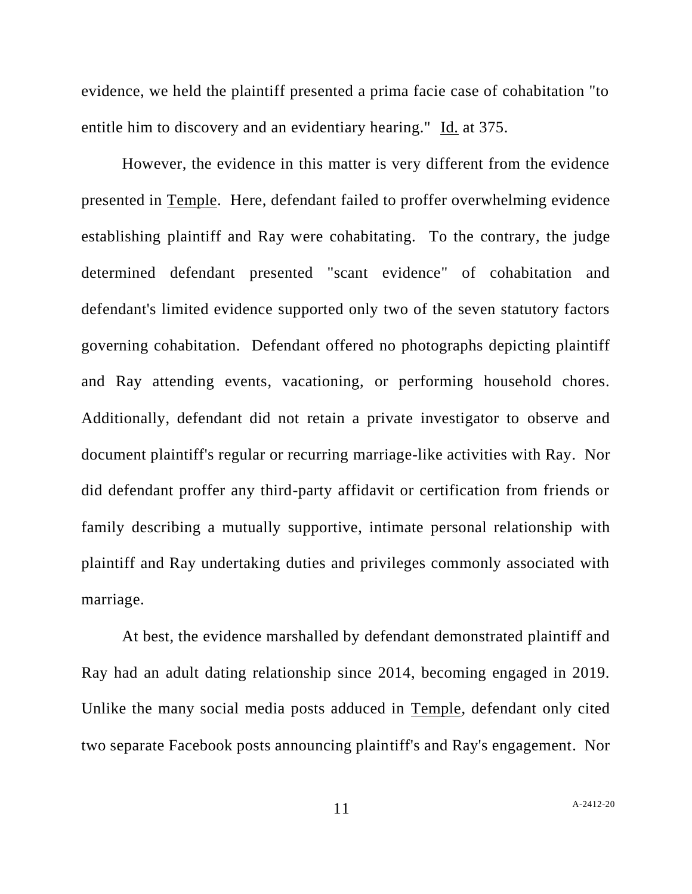evidence, we held the plaintiff presented a prima facie case of cohabitation "to entitle him to discovery and an evidentiary hearing." Id. at 375.

However, the evidence in this matter is very different from the evidence presented in Temple. Here, defendant failed to proffer overwhelming evidence establishing plaintiff and Ray were cohabitating. To the contrary, the judge determined defendant presented "scant evidence" of cohabitation and defendant's limited evidence supported only two of the seven statutory factors governing cohabitation. Defendant offered no photographs depicting plaintiff and Ray attending events, vacationing, or performing household chores. Additionally, defendant did not retain a private investigator to observe and document plaintiff's regular or recurring marriage-like activities with Ray. Nor did defendant proffer any third-party affidavit or certification from friends or family describing a mutually supportive, intimate personal relationship with plaintiff and Ray undertaking duties and privileges commonly associated with marriage.

At best, the evidence marshalled by defendant demonstrated plaintiff and Ray had an adult dating relationship since 2014, becoming engaged in 2019. Unlike the many social media posts adduced in Temple, defendant only cited two separate Facebook posts announcing plaintiff's and Ray's engagement. Nor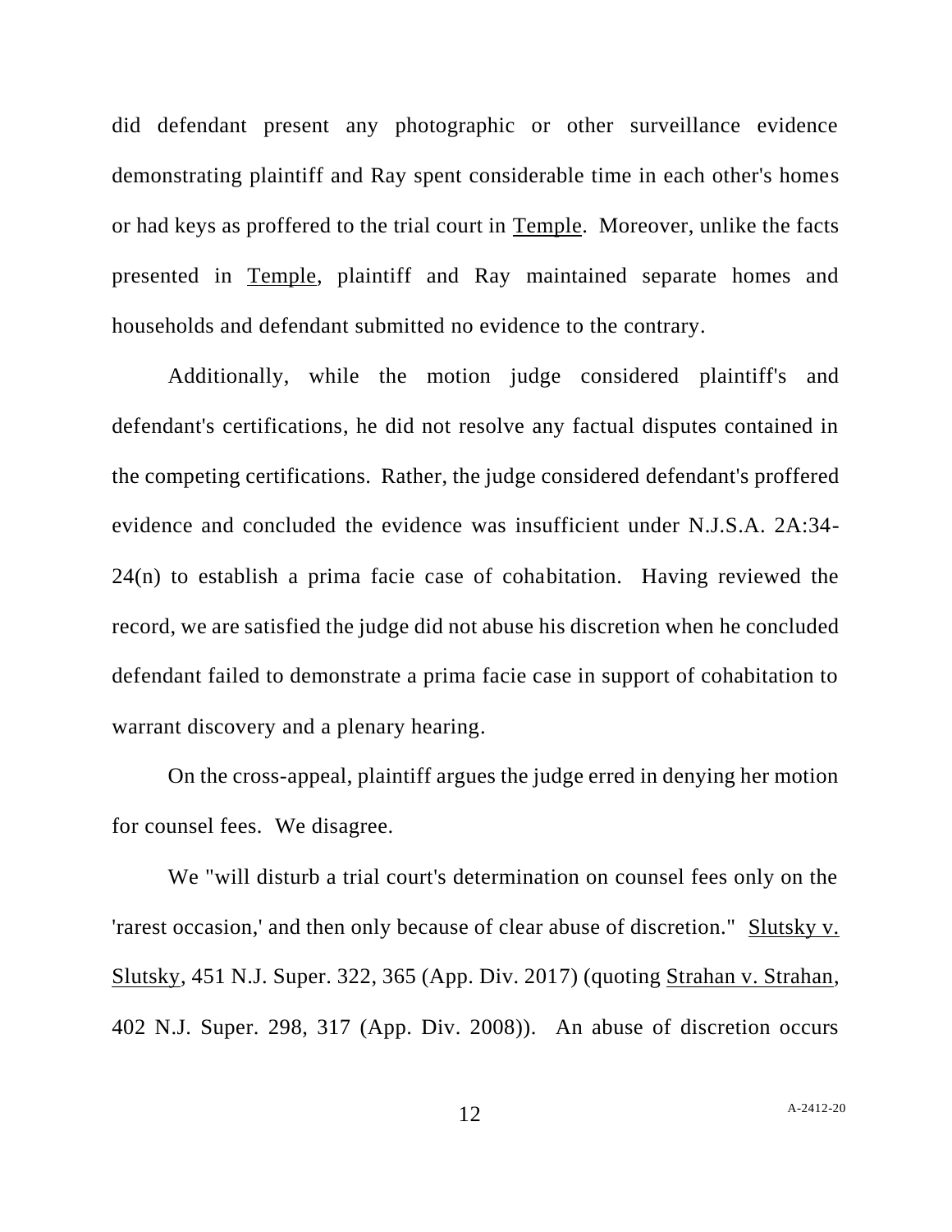did defendant present any photographic or other surveillance evidence demonstrating plaintiff and Ray spent considerable time in each other's homes or had keys as proffered to the trial court in Temple. Moreover, unlike the facts presented in Temple, plaintiff and Ray maintained separate homes and households and defendant submitted no evidence to the contrary.

Additionally, while the motion judge considered plaintiff's and defendant's certifications, he did not resolve any factual disputes contained in the competing certifications. Rather, the judge considered defendant's proffered evidence and concluded the evidence was insufficient under N.J.S.A. 2A:34-24(n) to establish a prima facie case of cohabitation. Having reviewed the record, we are satisfied the judge did not abuse his discretion when he concluded defendant failed to demonstrate a prima facie case in support of cohabitation to warrant discovery and a plenary hearing.

On the cross-appeal, plaintiff argues the judge erred in denying her motion for counsel fees. We disagree.

We "will disturb a trial court's determination on counsel fees only on the 'rarest occasion,' and then only because of clear abuse of discretion." Slutsky v. Slutsky, 451 N.J. Super. 322, 365 (App. Div. 2017) (quoting Strahan v. Strahan, 402 N.J. Super. 298, 317 (App. Div. 2008)). An abuse of discretion occurs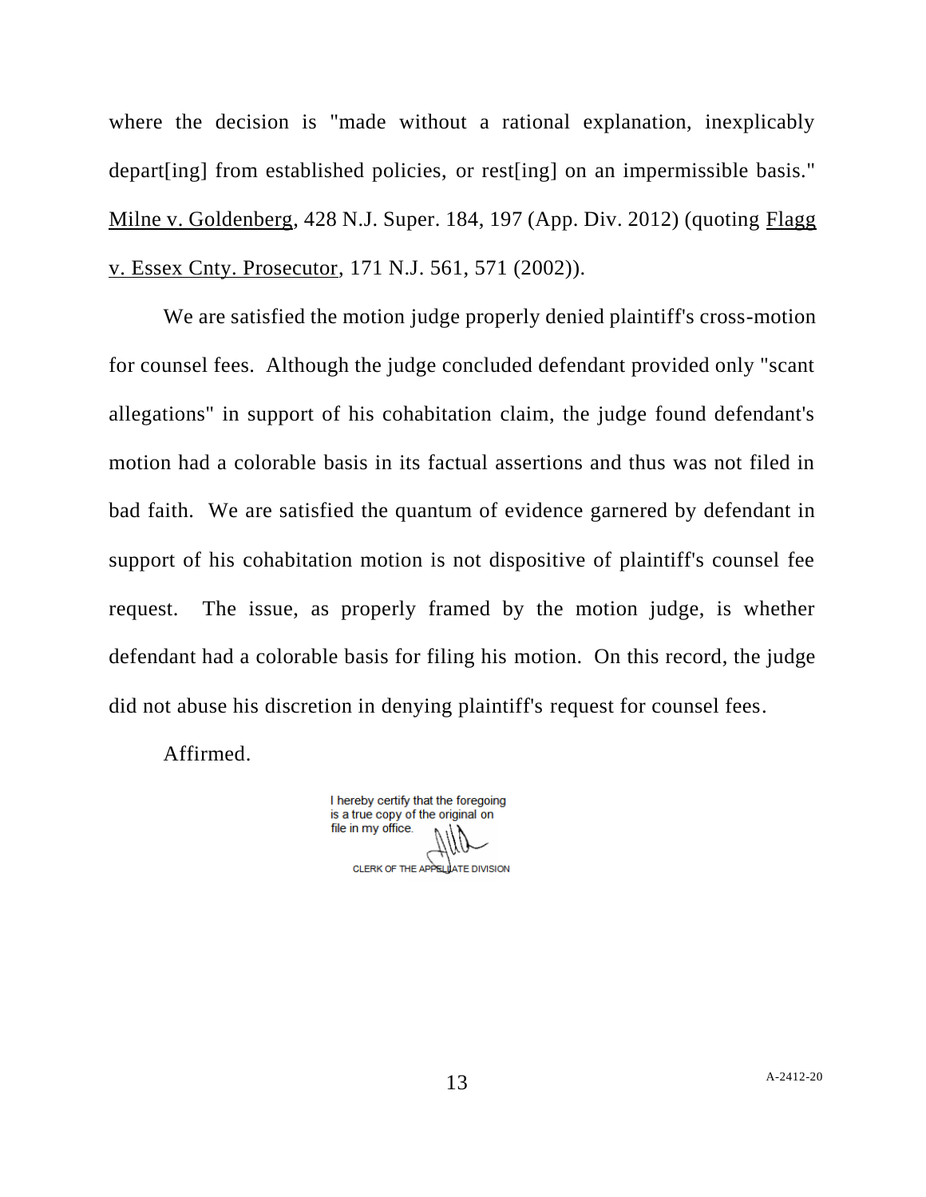where the decision is "made without a rational explanation, inexplicably depart[ing] from established policies, or rest[ing] on an impermissible basis." Milne v. Goldenberg, 428 N.J. Super. 184, 197 (App. Div. 2012) (quoting Flagg v. Essex Cnty. Prosecutor, 171 N.J. 561, 571 (2002)).

We are satisfied the motion judge properly denied plaintiff's cross-motion for counsel fees. Although the judge concluded defendant provided only "scant allegations" in support of his cohabitation claim, the judge found defendant's motion had a colorable basis in its factual assertions and thus was not filed in bad faith. We are satisfied the quantum of evidence garnered by defendant in support of his cohabitation motion is not dispositive of plaintiff's counsel fee request. The issue, as properly framed by the motion judge, is whether defendant had a colorable basis for filing his motion. On this record, the judge did not abuse his discretion in denying plaintiff's request for counsel fees.

Affirmed.

I hereby certify that the foregoing is a true copy of the original on file in my office.

CLERK OF THE APPELLATE DIVISION